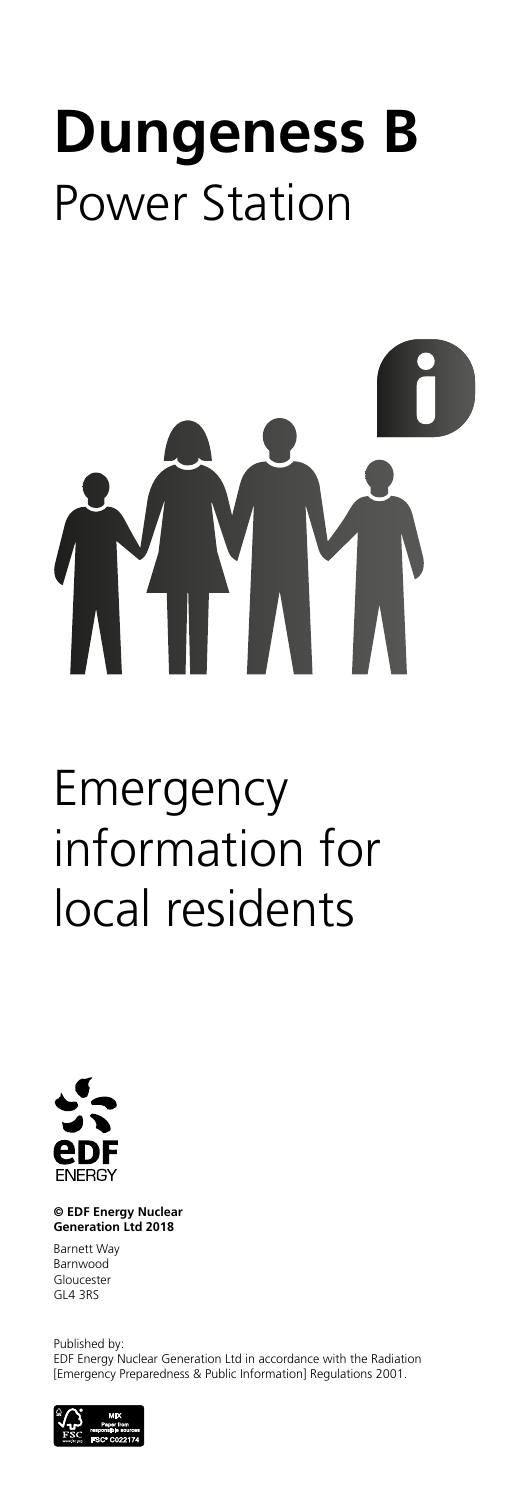# **Dungeness B**

## Power Station

# Emergency information for local residents

EDF ENERGY

**© EDF Energy Nuclear Generation Ltd 2018**

Barnett Way
Barnwood
Gloucester
GL4 3RS

Published by:
EDF Energy Nuclear Generation Ltd in accordance with the Radiation [Emergency Preparedness & Public Information] Regulations 2001.

MIX
Paper from responsible sources
FSC® C022174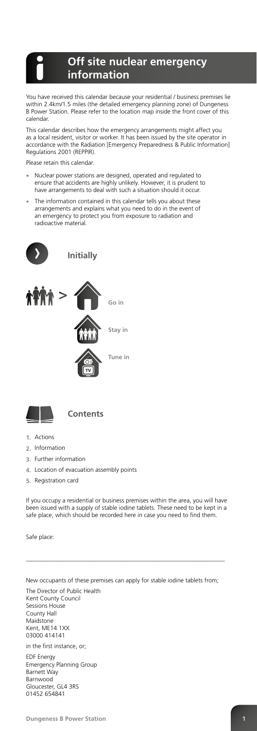# Off site nuclear emergency information

You have received this calendar because your residential / business premises lie within 2.4km/1.5 miles (the detailed emergency planning zone) of Dungeness B Power Station. Please refer to the location map inside the front cover of this calendar.

This calendar describes how the emergency arrangements might affect you as a local resident, visitor or worker. It has been issued by the site operator in accordance with the Radiation [Emergency Preparedness & Public Information] Regulations 2001 (REPPIR).

Please retain this calendar.

- Nuclear power stations are designed, operated and regulated to ensure that accidents are highly unlikely. However, it is prudent to have arrangements to deal with such a situation should it occur.
- The information contained in this calendar tells you about these arrangements and explains what you need to do in the event of an emergency to protect you from exposure to radiation and radioactive material.

## Initially

**Go in**

**Stay in**

**Tune in**

## Contents

1. Actions
2. Information
3. Further information
4. Location of evacuation assembly points
5. Registration card

If you occupy a residential or business premises within the area, you will have been issued with a supply of stable iodine tablets. These need to be kept in a safe place, which should be recorded here in case you need to find them.

Safe place:

\_\_\_\_\_\_\_\_\_\_\_\_\_\_\_\_\_\_\_\_\_\_\_\_\_\_\_\_\_\_\_\_\_\_\_\_\_\_\_\_\_\_\_\_\_\_\_\_\_\_\_\_\_\_\_\_\_\_\_\_

New occupants of these premises can apply for stable iodine tablets from;

The Director of Public Health
Kent County Council
Sessions House
County Hall
Maidstone
Kent, ME14 1XX
03000 414141

in the first instance, or;

EDF Energy
Emergency Planning Group
Barnett Way
Barnwood
Gloucester, GL4 3RS
01452 654841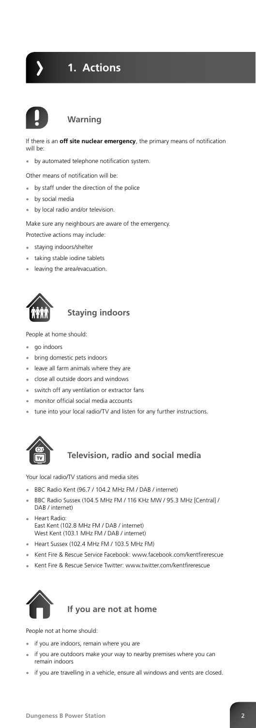# 1. Actions

## Warning

If there is an **off site nuclear emergency**, the primary means of notification will be:

- by automated telephone notification system.

Other means of notification will be:

- by staff under the direction of the police
- by social media
- by local radio and/or television.

Make sure any neighbours are aware of the emergency.

Protective actions may include:

- staying indoors/shelter
- taking stable iodine tablets
- leaving the area/evacuation.

## Staying indoors

People at home should:

- go indoors
- bring domestic pets indoors
- leave all farm animals where they are
- close all outside doors and windows
- switch off any ventilation or extractor fans
- monitor official social media accounts
- tune into your local radio/TV and listen for any further instructions.

## Television, radio and social media

Your local radio/TV stations and media sites

- BBC Radio Kent (96.7 / 104.2 MHz FM / DAB / internet)
- BBC Radio Sussex (104.5 MHz FM / 116 KHz MW / 95.3 MHz [Central] / DAB / internet)
- Heart Radio:
  East Kent (102.8 MHz FM / DAB / internet)
  West Kent (103.1 MHz FM / DAB / internet)
- Heart Sussex (102.4 MHz FM / 103.5 MHz FM)
- Kent Fire & Rescue Service Facebook: www.facebook.com/kentfirerescue
- Kent Fire & Rescue Service Twitter: www.twitter.com/kentfirerescue

## If you are not at home

People not at home should:

- if you are indoors, remain where you are
- if you are outdoors make your way to nearby premises where you can remain indoors
- if you are travelling in a vehicle, ensure all windows and vents are closed.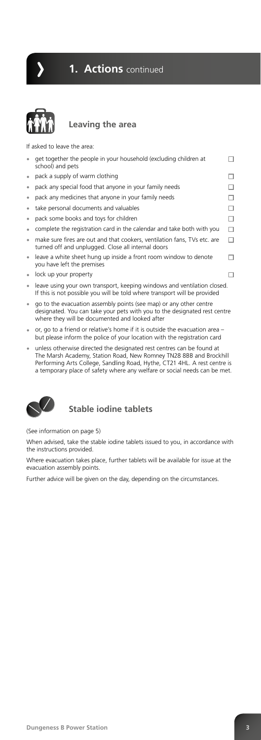## 1. Actions continued

### Leaving the area

If asked to leave the area:

- get together the people in your household (excluding children at school) and pets ☐
- pack a supply of warm clothing ☐
- pack any special food that anyone in your family needs ☐
- pack any medicines that anyone in your family needs ☐
- take personal documents and valuables ☐
- pack some books and toys for children ☐
- complete the registration card in the calendar and take both with you ☐
- make sure fires are out and that cookers, ventilation fans, TVs etc. are turned off and unplugged. Close all internal doors ☐
- leave a white sheet hung up inside a front room window to denote you have left the premises ☐
- lock up your property ☐
- leave using your own transport, keeping windows and ventilation closed. If this is not possible you will be told where transport will be provided
- go to the evacuation assembly points (see map) or any other centre designated. You can take your pets with you to the designated rest centre where they will be documented and looked after
- or, go to a friend or relative's home if it is outside the evacuation area – but please inform the police of your location with the registration card
- unless otherwise directed the designated rest centres can be found at The Marsh Academy, Station Road, New Romney TN28 8BB and Brockhill Performing Arts College, Sandling Road, Hythe, CT21 4HL. A rest centre is a temporary place of safety where any welfare or social needs can be met.

### Stable iodine tablets

(See information on page 5)

When advised, take the stable iodine tablets issued to you, in accordance with the instructions provided.

Where evacuation takes place, further tablets will be available for issue at the evacuation assembly points.

Further advice will be given on the day, depending on the circumstances.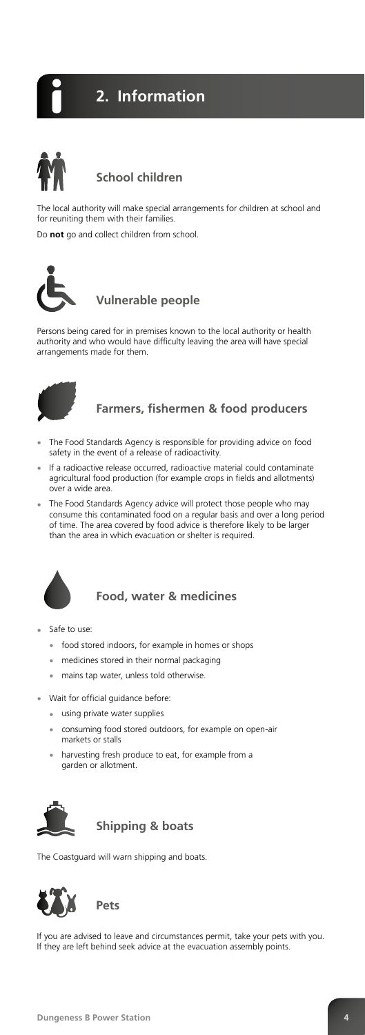# 2. Information

## School children

The local authority will make special arrangements for children at school and for reuniting them with their families.

Do **not** go and collect children from school.

## Vulnerable people

Persons being cared for in premises known to the local authority or health authority and who would have difficulty leaving the area will have special arrangements made for them.

## Farmers, fishermen & food producers

- The Food Standards Agency is responsible for providing advice on food safety in the event of a release of radioactivity.
- If a radioactive release occurred, radioactive material could contaminate agricultural food production (for example crops in fields and allotments) over a wide area.
- The Food Standards Agency advice will protect those people who may consume this contaminated food on a regular basis and over a long period of time. The area covered by food advice is therefore likely to be larger than the area in which evacuation or shelter is required.

## Food, water & medicines

- Safe to use:
  - food stored indoors, for example in homes or shops
  - medicines stored in their normal packaging
  - mains tap water, unless told otherwise.
- Wait for official guidance before:
  - using private water supplies
  - consuming food stored outdoors, for example on open-air markets or stalls
  - harvesting fresh produce to eat, for example from a garden or allotment.

## Shipping & boats

The Coastguard will warn shipping and boats.

## Pets

If you are advised to leave and circumstances permit, take your pets with you. If they are left behind seek advice at the evacuation assembly points.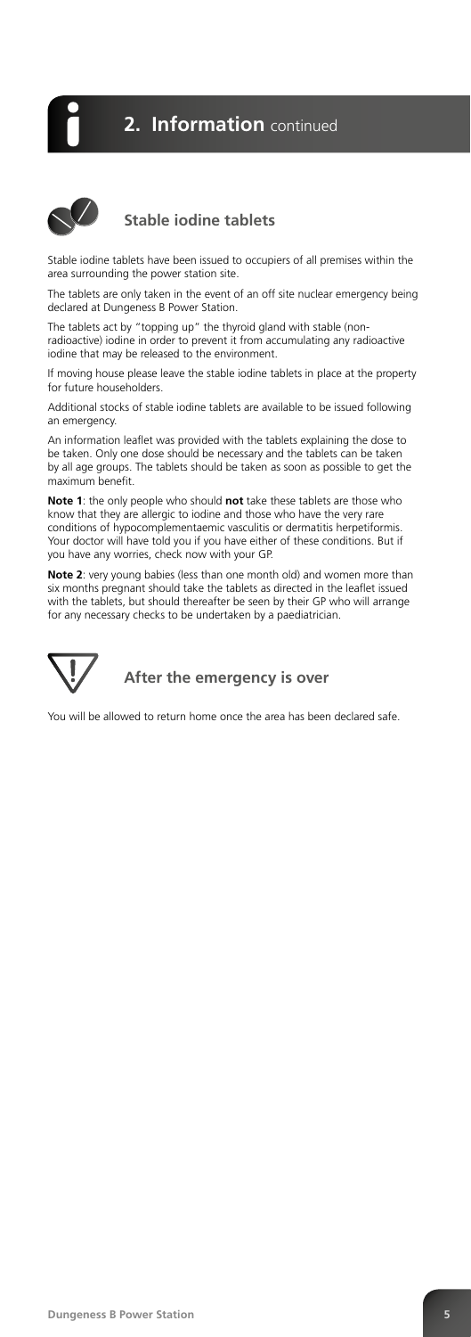## 2. Information continued

### Stable iodine tablets

Stable iodine tablets have been issued to occupiers of all premises within the area surrounding the power station site.

The tablets are only taken in the event of an off site nuclear emergency being declared at Dungeness B Power Station.

The tablets act by "topping up" the thyroid gland with stable (non-radioactive) iodine in order to prevent it from accumulating any radioactive iodine that may be released to the environment.

If moving house please leave the stable iodine tablets in place at the property for future householders.

Additional stocks of stable iodine tablets are available to be issued following an emergency.

An information leaflet was provided with the tablets explaining the dose to be taken. Only one dose should be necessary and the tablets can be taken by all age groups. The tablets should be taken as soon as possible to get the maximum benefit.

**Note 1**: the only people who should **not** take these tablets are those who know that they are allergic to iodine and those who have the very rare conditions of hypocomplementaemic vasculitis or dermatitis herpetiformis. Your doctor will have told you if you have either of these conditions. But if you have any worries, check now with your GP.

**Note 2**: very young babies (less than one month old) and women more than six months pregnant should take the tablets as directed in the leaflet issued with the tablets, but should thereafter be seen by their GP who will arrange for any necessary checks to be undertaken by a paediatrician.

### After the emergency is over

You will be allowed to return home once the area has been declared safe.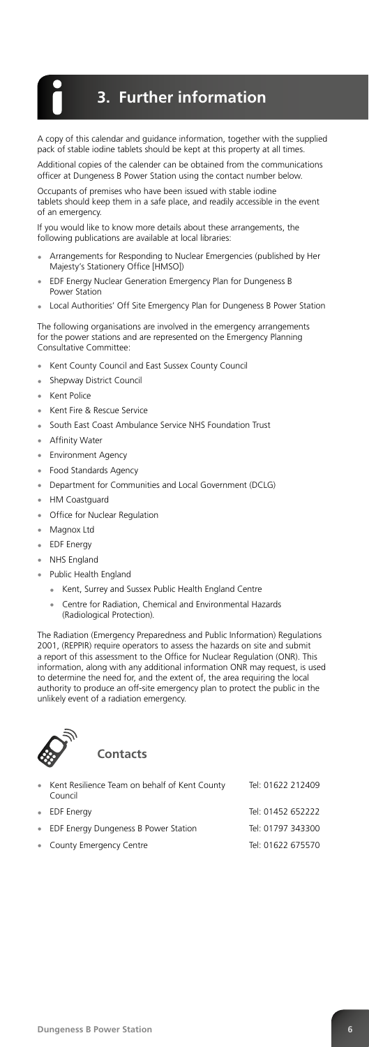# 3. Further information

A copy of this calendar and guidance information, together with the supplied pack of stable iodine tablets should be kept at this property at all times.

Additional copies of the calender can be obtained from the communications officer at Dungeness B Power Station using the contact number below.

Occupants of premises who have been issued with stable iodine tablets should keep them in a safe place, and readily accessible in the event of an emergency.

If you would like to know more details about these arrangements, the following publications are available at local libraries:

- Arrangements for Responding to Nuclear Emergencies (published by Her Majesty's Stationery Office [HMSO])
- EDF Energy Nuclear Generation Emergency Plan for Dungeness B Power Station
- Local Authorities' Off Site Emergency Plan for Dungeness B Power Station

The following organisations are involved in the emergency arrangements for the power stations and are represented on the Emergency Planning Consultative Committee:

- Kent County Council and East Sussex County Council
- Shepway District Council
- Kent Police
- Kent Fire & Rescue Service
- South East Coast Ambulance Service NHS Foundation Trust
- Affinity Water
- Environment Agency
- Food Standards Agency
- Department for Communities and Local Government (DCLG)
- HM Coastguard
- Office for Nuclear Regulation
- Magnox Ltd
- EDF Energy
- NHS England
- Public Health England
  - Kent, Surrey and Sussex Public Health England Centre
  - Centre for Radiation, Chemical and Environmental Hazards (Radiological Protection).

The Radiation (Emergency Preparedness and Public Information) Regulations 2001, (REPPIR) require operators to assess the hazards on site and submit a report of this assessment to the Office for Nuclear Regulation (ONR). This information, along with any additional information ONR may request, is used to determine the need for, and the extent of, the area requiring the local authority to produce an off-site emergency plan to protect the public in the unlikely event of a radiation emergency.

## Contacts

| Contact | Telephone |
| --- | --- |
| Kent Resilience Team on behalf of Kent County Council | Tel: 01622 212409 |
| EDF Energy | Tel: 01452 652222 |
| EDF Energy Dungeness B Power Station | Tel: 01797 343300 |
| County Emergency Centre | Tel: 01622 675570 |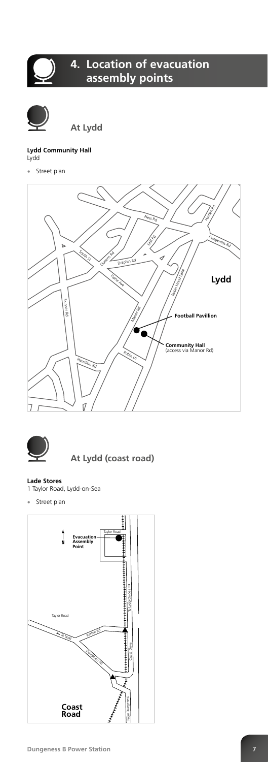# 4. Location of evacuation assembly points

## At Lydd

**Lydd Community Hall**
Lydd

- Street plan

Ness Rd
Harden Rd
Mill Rd
Dungeness Rd
South St
Queens Rd
Dolphin Rd
Paine Ave
Robin Hood Lane
**Lydd**
Skinner Rd
Manor Rd
**Football Pavillion**
**Community Hall** (access via Manor Rd)
Robin Ln
Hamilton Rd

## At Lydd (coast road)

**Lade Stores**
1 Taylor Road, Lydd-on-Sea

- Street plan

Taylor Road
N
**Evacuation Assembly Point**
To Lydd-On-Sea
Taylor Road
To Lydd
Kerton Rd
Dungeness Rd
Coast Drive
From Dungeness
**Coast Road**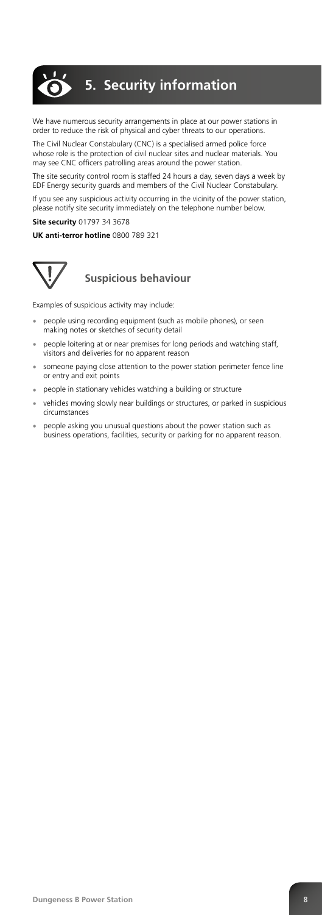# 5. Security information

We have numerous security arrangements in place at our power stations in order to reduce the risk of physical and cyber threats to our operations.

The Civil Nuclear Constabulary (CNC) is a specialised armed police force whose role is the protection of civil nuclear sites and nuclear materials. You may see CNC officers patrolling areas around the power station.

The site security control room is staffed 24 hours a day, seven days a week by EDF Energy security guards and members of the Civil Nuclear Constabulary.

If you see any suspicious activity occurring in the vicinity of the power station, please notify site security immediately on the telephone number below.

**Site security** 01797 34 3678

**UK anti-terror hotline** 0800 789 321

## Suspicious behaviour

Examples of suspicious activity may include:

- people using recording equipment (such as mobile phones), or seen making notes or sketches of security detail
- people loitering at or near premises for long periods and watching staff, visitors and deliveries for no apparent reason
- someone paying close attention to the power station perimeter fence line or entry and exit points
- people in stationary vehicles watching a building or structure
- vehicles moving slowly near buildings or structures, or parked in suspicious circumstances
- people asking you unusual questions about the power station such as business operations, facilities, security or parking for no apparent reason.